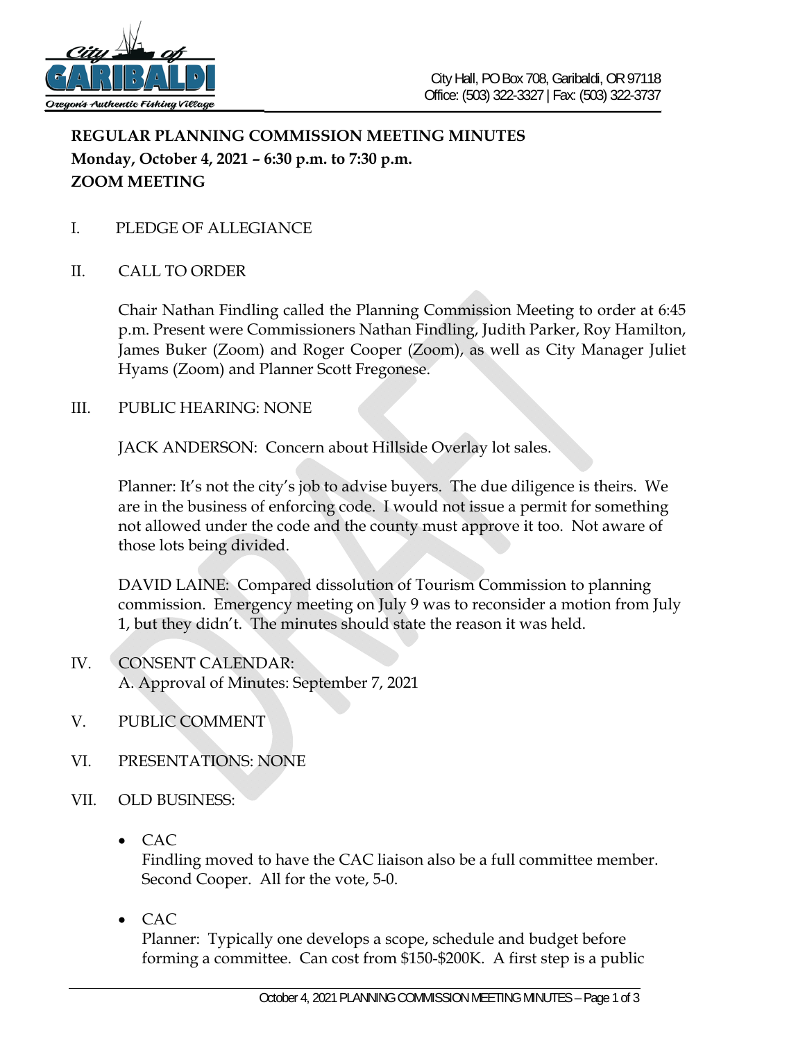City Hall, PO Box 708, Garibaldi, OR 97118
Office: (503) 322-3327 | Fax: (503) 322-3737

**REGULAR PLANNING COMMISSION MEETING MINUTES**
**Monday, October 4, 2021 – 6:30 p.m. to 7:30 p.m.**
**ZOOM MEETING**

I. PLEDGE OF ALLEGIANCE

II. CALL TO ORDER

Chair Nathan Findling called the Planning Commission Meeting to order at 6:45 p.m. Present were Commissioners Nathan Findling, Judith Parker, Roy Hamilton, James Buker (Zoom) and Roger Cooper (Zoom), as well as City Manager Juliet Hyams (Zoom) and Planner Scott Fregonese.

III. PUBLIC HEARING: NONE

JACK ANDERSON: Concern about Hillside Overlay lot sales.

Planner: It's not the city's job to advise buyers. The due diligence is theirs. We are in the business of enforcing code. I would not issue a permit for something not allowed under the code and the county must approve it too. Not aware of those lots being divided.

DAVID LAINE: Compared dissolution of Tourism Commission to planning commission. Emergency meeting on July 9 was to reconsider a motion from July 1, but they didn't. The minutes should state the reason it was held.

IV. CONSENT CALENDAR:
A. Approval of Minutes: September 7, 2021

V. PUBLIC COMMENT

VI. PRESENTATIONS: NONE

VII. OLD BUSINESS:

- CAC
  Findling moved to have the CAC liaison also be a full committee member. Second Cooper. All for the vote, 5-0.

- CAC
  Planner: Typically one develops a scope, schedule and budget before forming a committee. Can cost from \$150-\$200K. A first step is a public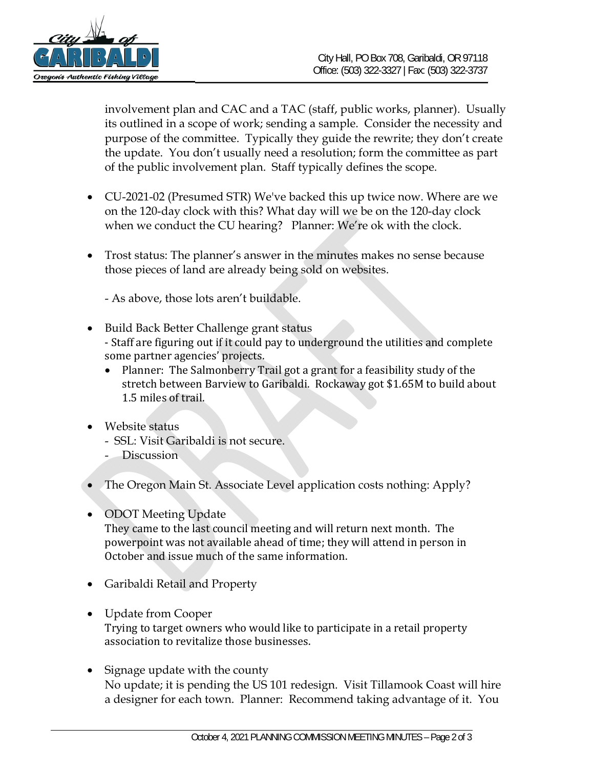involvement plan and CAC and a TAC (staff, public works, planner). Usually its outlined in a scope of work; sending a sample. Consider the necessity and purpose of the committee. Typically they guide the rewrite; they don't create the update. You don't usually need a resolution; form the committee as part of the public involvement plan. Staff typically defines the scope.

- CU-2021-02 (Presumed STR) We've backed this up twice now. Where are we on the 120-day clock with this? What day will we be on the 120-day clock when we conduct the CU hearing? Planner: We're ok with the clock.

- Trost status: The planner's answer in the minutes makes no sense because those pieces of land are already being sold on websites.

  - As above, those lots aren't buildable.

- Build Back Better Challenge grant status
  - Staff are figuring out if it could pay to underground the utilities and complete some partner agencies' projects.
    - Planner: The Salmonberry Trail got a grant for a feasibility study of the stretch between Barview to Garibaldi. Rockaway got $1.65M to build about 1.5 miles of trail.

- Website status
  - SSL: Visit Garibaldi is not secure.
  - Discussion

- The Oregon Main St. Associate Level application costs nothing: Apply?

- ODOT Meeting Update
  They came to the last council meeting and will return next month. The powerpoint was not available ahead of time; they will attend in person in October and issue much of the same information.

- Garibaldi Retail and Property

- Update from Cooper
  Trying to target owners who would like to participate in a retail property association to revitalize those businesses.

- Signage update with the county
  No update; it is pending the US 101 redesign. Visit Tillamook Coast will hire a designer for each town. Planner: Recommend taking advantage of it. You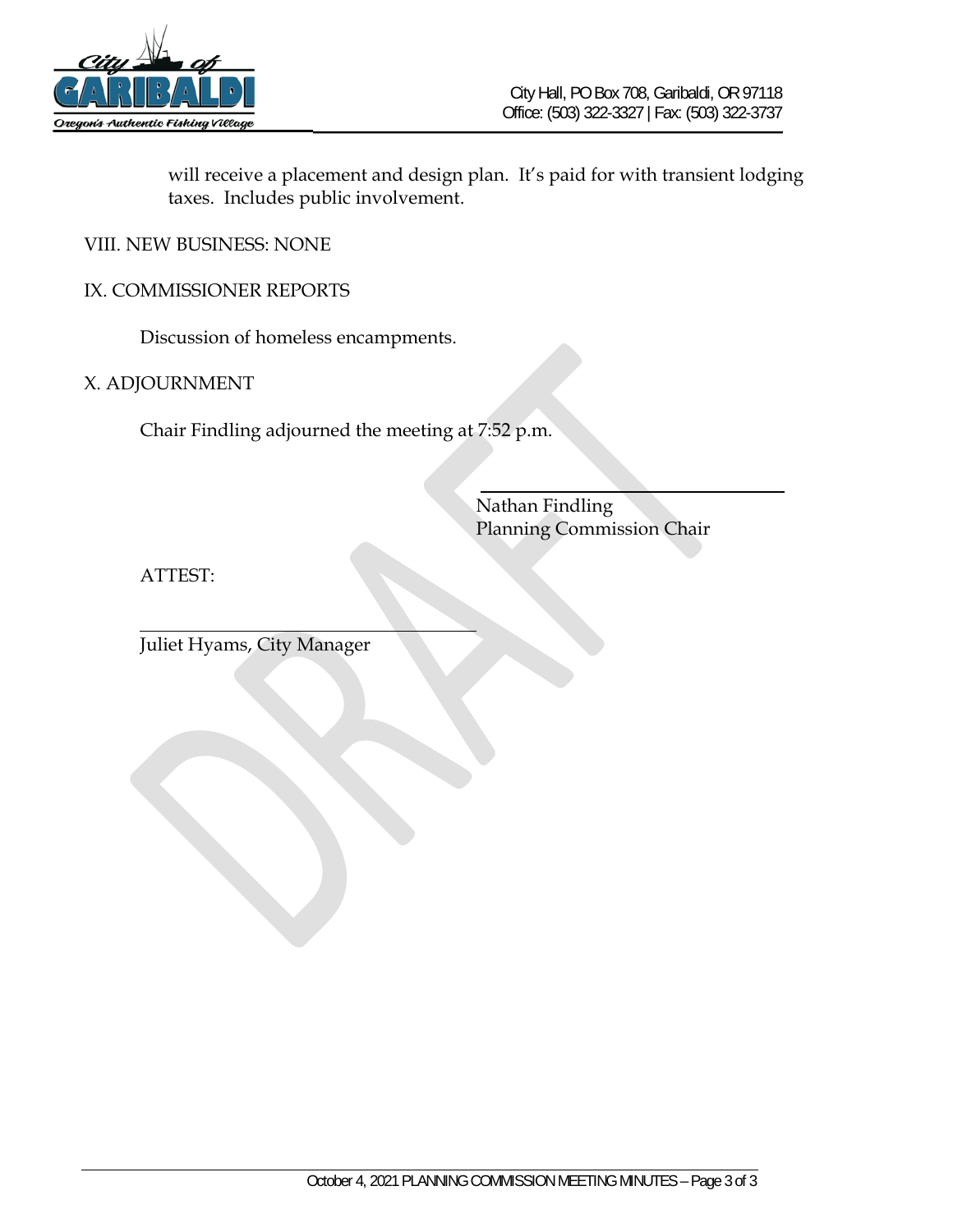will receive a placement and design plan. It's paid for with transient lodging taxes. Includes public involvement.

## VIII. NEW BUSINESS: NONE

## IX. COMMISSIONER REPORTS

Discussion of homeless encampments.

## X. ADJOURNMENT

Chair Findling adjourned the meeting at 7:52 p.m.

\_\_\_\_\_\_\_\_\_\_\_\_\_\_\_\_\_\_\_\_\_\_\_\_\_\_\_\_\_\_
Nathan Findling
Planning Commission Chair

ATTEST:

\_\_\_\_\_\_\_\_\_\_\_\_\_\_\_\_\_\_\_\_\_\_\_\_\_\_\_\_\_\_
Juliet Hyams, City Manager